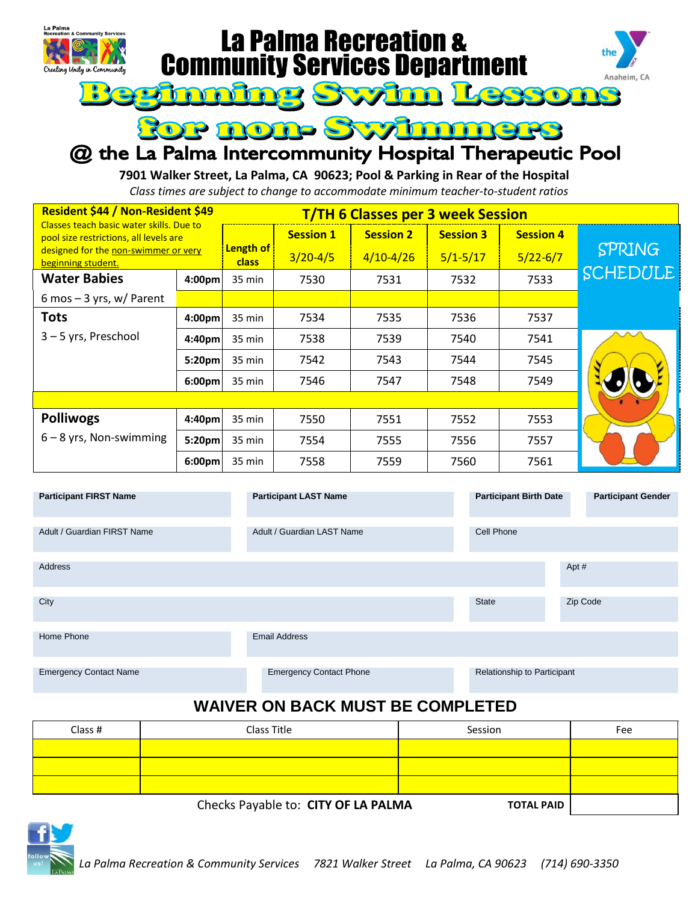# La Palma Recreation & Community Services Department

# Beginning Swim Lessons for non- Swimmers

## @ the La Palma Intercommunity Hospital Therapeutic Pool

**7901 Walker Street, La Palma, CA 90623; Pool & Parking in Rear of the Hospital**

*Class times are subject to change to accommodate minimum teacher-to-student ratios*

| Resident $44 / Non-Resident $49 | | T/TH 6 Classes per 3 week Session | | | | | |
|---|---|---|---|---|---|---|---|
| Classes teach basic water skills. Due to pool size restrictions, all levels are designed for the non-swimmer or very beginning student. | | Length of class | Session 1<br>3/20-4/5 | Session 2<br>4/10-4/26 | Session 3<br>5/1-5/17 | Session 4<br>5/22-6/7 | SPRING SCHEDULE |
| **Water Babies** | **4:00pm** | 35 min | 7530 | 7531 | 7532 | 7533 | |
| 6 mos – 3 yrs, w/ Parent | | | | | | | |
| **Tots** | **4:00pm** | 35 min | 7534 | 7535 | 7536 | 7537 | |
| 3 – 5 yrs, Preschool | **4:40pm** | 35 min | 7538 | 7539 | 7540 | 7541 | |
| | **5:20pm** | 35 min | 7542 | 7543 | 7544 | 7545 | |
| | **6:00pm** | 35 min | 7546 | 7547 | 7548 | 7549 | |
| **Polliwogs** | **4:40pm** | 35 min | 7550 | 7551 | 7552 | 7553 | |
| 6 – 8 yrs, Non-swimming | **5:20pm** | 35 min | 7554 | 7555 | 7556 | 7557 | |
| | **6:00pm** | 35 min | 7558 | 7559 | 7560 | 7561 | |

| **Participant FIRST Name** | **Participant LAST Name** | **Participant Birth Date** | **Participant Gender** |
|---|---|---|---|
| Adult / Guardian FIRST Name | Adult / Guardian LAST Name | Cell Phone | |
| Address | | | Apt # |
| City | | State | Zip Code |
| Home Phone | Email Address | | |
| Emergency Contact Name | Emergency Contact Phone | Relationship to Participant | |

## WAIVER ON BACK MUST BE COMPLETED

| Class # | Class Title | Session | Fee |
|---|---|---|---|
| | | | |
| | | | |
| | | | |

Checks Payable to: **CITY OF LA PALMA** **TOTAL PAID**

*La Palma Recreation & Community Services 7821 Walker Street La Palma, CA 90623 (714) 690-3350*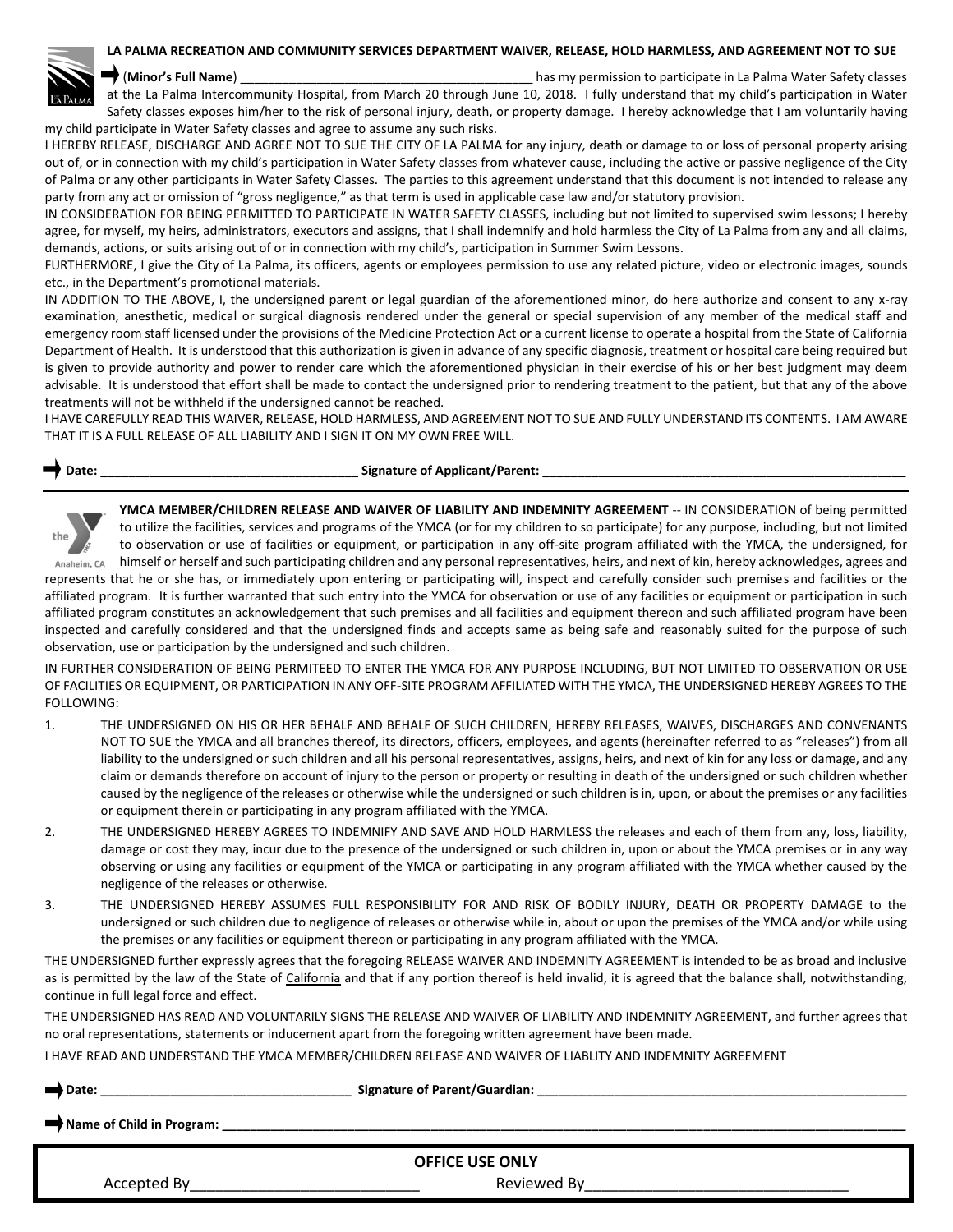**LA PALMA RECREATION AND COMMUNITY SERVICES DEPARTMENT WAIVER, RELEASE, HOLD HARMLESS, AND AGREEMENT NOT TO SUE**

(**Minor's Full Name**) ___________________________________________ has my permission to participate in La Palma Water Safety classes at the La Palma Intercommunity Hospital, from March 20 through June 10, 2018. I fully understand that my child's participation in Water Safety classes exposes him/her to the risk of personal injury, death, or property damage. I hereby acknowledge that I am voluntarily having my child participate in Water Safety classes and agree to assume any such risks.

I HEREBY RELEASE, DISCHARGE AND AGREE NOT TO SUE THE CITY OF LA PALMA for any injury, death or damage to or loss of personal property arising out of, or in connection with my child's participation in Water Safety classes from whatever cause, including the active or passive negligence of the City of Palma or any other participants in Water Safety Classes. The parties to this agreement understand that this document is not intended to release any party from any act or omission of "gross negligence," as that term is used in applicable case law and/or statutory provision.

IN CONSIDERATION FOR BEING PERMITTED TO PARTICIPATE IN WATER SAFETY CLASSES, including but not limited to supervised swim lessons; I hereby agree, for myself, my heirs, administrators, executors and assigns, that I shall indemnify and hold harmless the City of La Palma from any and all claims, demands, actions, or suits arising out of or in connection with my child's, participation in Summer Swim Lessons.

FURTHERMORE, I give the City of La Palma, its officers, agents or employees permission to use any related picture, video or electronic images, sounds etc., in the Department's promotional materials.

IN ADDITION TO THE ABOVE, I, the undersigned parent or legal guardian of the aforementioned minor, do here authorize and consent to any x-ray examination, anesthetic, medical or surgical diagnosis rendered under the general or special supervision of any member of the medical staff and emergency room staff licensed under the provisions of the Medicine Protection Act or a current license to operate a hospital from the State of California Department of Health. It is understood that this authorization is given in advance of any specific diagnosis, treatment or hospital care being required but is given to provide authority and power to render care which the aforementioned physician in their exercise of his or her best judgment may deem advisable. It is understood that effort shall be made to contact the undersigned prior to rendering treatment to the patient, but that any of the above treatments will not be withheld if the undersigned cannot be reached.

I HAVE CAREFULLY READ THIS WAIVER, RELEASE, HOLD HARMLESS, AND AGREEMENT NOT TO SUE AND FULLY UNDERSTAND ITS CONTENTS. I AM AWARE THAT IT IS A FULL RELEASE OF ALL LIABILITY AND I SIGN IT ON MY OWN FREE WILL.

**Date: ____________________________________ Signature of Applicant/Parent: ______________________________________________________**

---

**YMCA MEMBER/CHILDREN RELEASE AND WAIVER OF LIABILITY AND INDEMNITY AGREEMENT** -- IN CONSIDERATION of being permitted to utilize the facilities, services and programs of the YMCA (or for my children to so participate) for any purpose, including, but not limited to observation or use of facilities or equipment, or participation in any off-site program affiliated with the YMCA, the undersigned, for himself or herself and such participating children and any personal representatives, heirs, and next of kin, hereby acknowledges, agrees and represents that he or she has, or immediately upon entering or participating will, inspect and carefully consider such premises and facilities or the affiliated program. It is further warranted that such entry into the YMCA for observation or use of any facilities or equipment or participation in such affiliated program constitutes an acknowledgement that such premises and all facilities and equipment thereon and such affiliated program have been inspected and carefully considered and that the undersigned finds and accepts same as being safe and reasonably suited for the purpose of such observation, use or participation by the undersigned and such children.

IN FURTHER CONSIDERATION OF BEING PERMITEED TO ENTER THE YMCA FOR ANY PURPOSE INCLUDING, BUT NOT LIMITED TO OBSERVATION OR USE OF FACILITIES OR EQUIPMENT, OR PARTICIPATION IN ANY OFF-SITE PROGRAM AFFILIATED WITH THE YMCA, THE UNDERSIGNED HEREBY AGREES TO THE FOLLOWING:

1. THE UNDERSIGNED ON HIS OR HER BEHALF AND BEHALF OF SUCH CHILDREN, HEREBY RELEASES, WAIVES, DISCHARGES AND CONVENANTS NOT TO SUE the YMCA and all branches thereof, its directors, officers, employees, and agents (hereinafter referred to as "releases") from all liability to the undersigned or such children and all his personal representatives, assigns, heirs, and next of kin for any loss or damage, and any claim or demands therefore on account of injury to the person or property or resulting in death of the undersigned or such children whether caused by the negligence of the releases or otherwise while the undersigned or such children is in, upon, or about the premises or any facilities or equipment therein or participating in any program affiliated with the YMCA.
2. THE UNDERSIGNED HEREBY AGREES TO INDEMNIFY AND SAVE AND HOLD HARMLESS the releases and each of them from any, loss, liability, damage or cost they may, incur due to the presence of the undersigned or such children in, upon or about the YMCA premises or in any way observing or using any facilities or equipment of the YMCA or participating in any program affiliated with the YMCA whether caused by the negligence of the releases or otherwise.
3. THE UNDERSIGNED HEREBY ASSUMES FULL RESPONSIBILITY FOR AND RISK OF BODILY INJURY, DEATH OR PROPERTY DAMAGE to the undersigned or such children due to negligence of releases or otherwise while in, about or upon the premises of the YMCA and/or while using the premises or any facilities or equipment thereon or participating in any program affiliated with the YMCA.

THE UNDERSIGNED further expressly agrees that the foregoing RELEASE WAIVER AND INDEMNITY AGREEMENT is intended to be as broad and inclusive as is permitted by the law of the State of California and that if any portion thereof is held invalid, it is agreed that the balance shall, notwithstanding, continue in full legal force and effect.

THE UNDERSIGNED HAS READ AND VOLUNTARILY SIGNS THE RELEASE AND WAIVER OF LIABILITY AND INDEMNITY AGREEMENT, and further agrees that no oral representations, statements or inducement apart from the foregoing written agreement have been made.

I HAVE READ AND UNDERSTAND THE YMCA MEMBER/CHILDREN RELEASE AND WAIVER OF LIABLITY AND INDEMNITY AGREEMENT

**Date: ___________________________________ Signature of Parent/Guardian: ________________________________________________________**

**Name of Child in Program: ___________________________________________________________________________________________________**

**OFFICE USE ONLY**

Accepted By___________________________ Reviewed By_______________________________